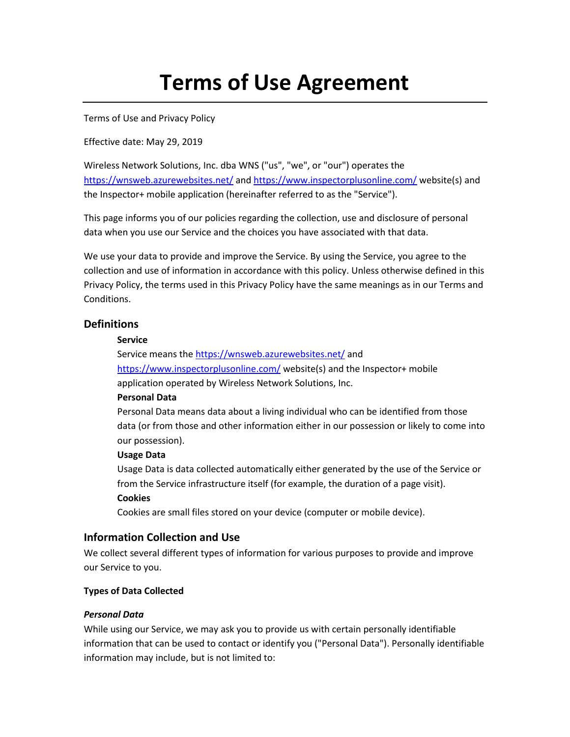# Terms of Use Agreement

Terms of Use and Privacy Policy

Effective date: May 29, 2019

Wireless Network Solutions, Inc. dba WNS ("us", "we", or "our") operates the https://wnsweb.azurewebsites.net/ and https://www.inspectorplusonline.com/ website(s) and the Inspector+ mobile application (hereinafter referred to as the "Service").

This page informs you of our policies regarding the collection, use and disclosure of personal data when you use our Service and the choices you have associated with that data.

We use your data to provide and improve the Service. By using the Service, you agree to the collection and use of information in accordance with this policy. Unless otherwise defined in this Privacy Policy, the terms used in this Privacy Policy have the same meanings as in our Terms and Conditions.

## Definitions

**Service**
Service means the https://wnsweb.azurewebsites.net/ and https://www.inspectorplusonline.com/ website(s) and the Inspector+ mobile application operated by Wireless Network Solutions, Inc.

**Personal Data**
Personal Data means data about a living individual who can be identified from those data (or from those and other information either in our possession or likely to come into our possession).

**Usage Data**
Usage Data is data collected automatically either generated by the use of the Service or from the Service infrastructure itself (for example, the duration of a page visit).

**Cookies**
Cookies are small files stored on your device (computer or mobile device).

## Information Collection and Use

We collect several different types of information for various purposes to provide and improve our Service to you.

### Types of Data Collected

#### *Personal Data*

While using our Service, we may ask you to provide us with certain personally identifiable information that can be used to contact or identify you ("Personal Data"). Personally identifiable information may include, but is not limited to: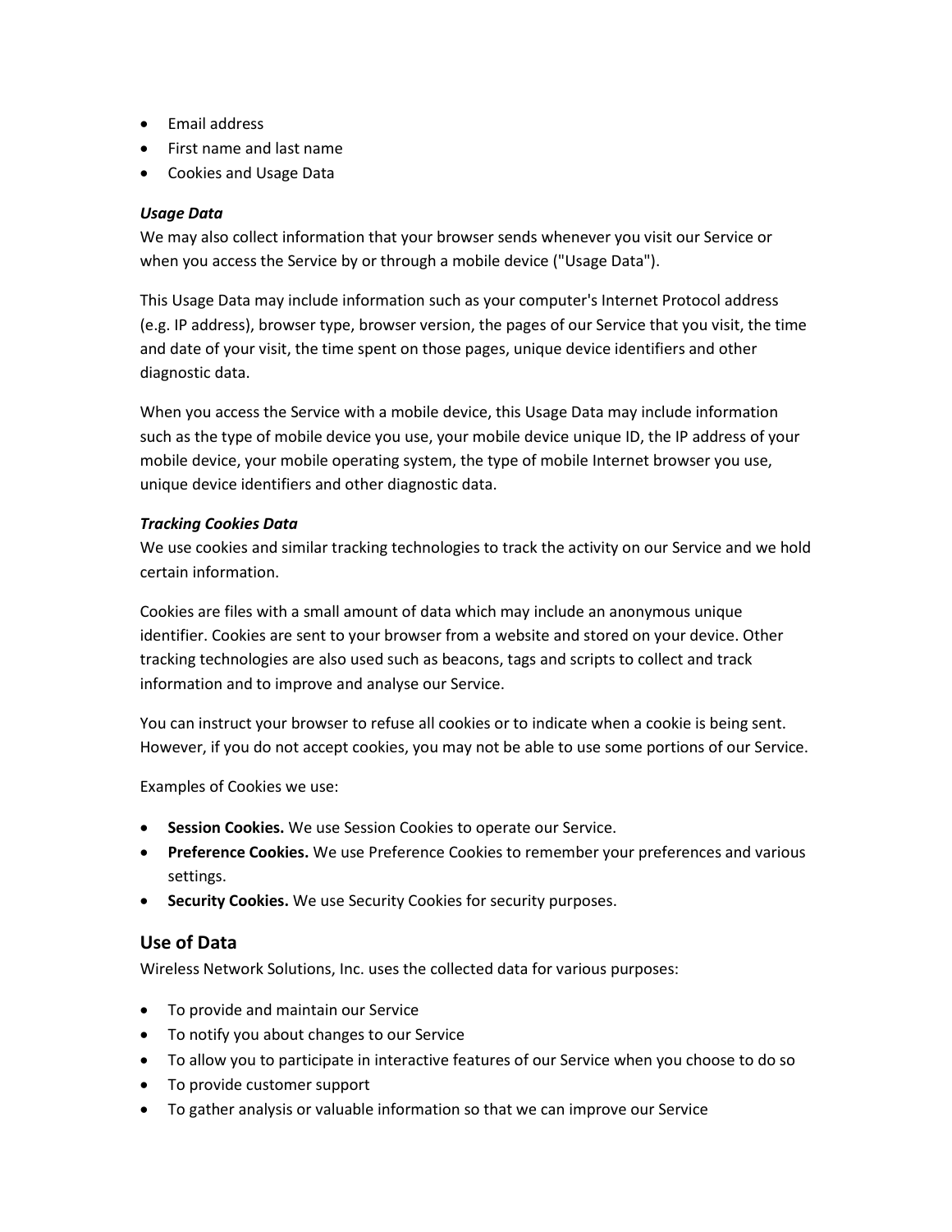- Email address
- First name and last name
- Cookies and Usage Data

***Usage Data***

We may also collect information that your browser sends whenever you visit our Service or when you access the Service by or through a mobile device ("Usage Data").

This Usage Data may include information such as your computer's Internet Protocol address (e.g. IP address), browser type, browser version, the pages of our Service that you visit, the time and date of your visit, the time spent on those pages, unique device identifiers and other diagnostic data.

When you access the Service with a mobile device, this Usage Data may include information such as the type of mobile device you use, your mobile device unique ID, the IP address of your mobile device, your mobile operating system, the type of mobile Internet browser you use, unique device identifiers and other diagnostic data.

***Tracking Cookies Data***

We use cookies and similar tracking technologies to track the activity on our Service and we hold certain information.

Cookies are files with a small amount of data which may include an anonymous unique identifier. Cookies are sent to your browser from a website and stored on your device. Other tracking technologies are also used such as beacons, tags and scripts to collect and track information and to improve and analyse our Service.

You can instruct your browser to refuse all cookies or to indicate when a cookie is being sent. However, if you do not accept cookies, you may not be able to use some portions of our Service.

Examples of Cookies we use:

- **Session Cookies.** We use Session Cookies to operate our Service.
- **Preference Cookies.** We use Preference Cookies to remember your preferences and various settings.
- **Security Cookies.** We use Security Cookies for security purposes.

## Use of Data

Wireless Network Solutions, Inc. uses the collected data for various purposes:

- To provide and maintain our Service
- To notify you about changes to our Service
- To allow you to participate in interactive features of our Service when you choose to do so
- To provide customer support
- To gather analysis or valuable information so that we can improve our Service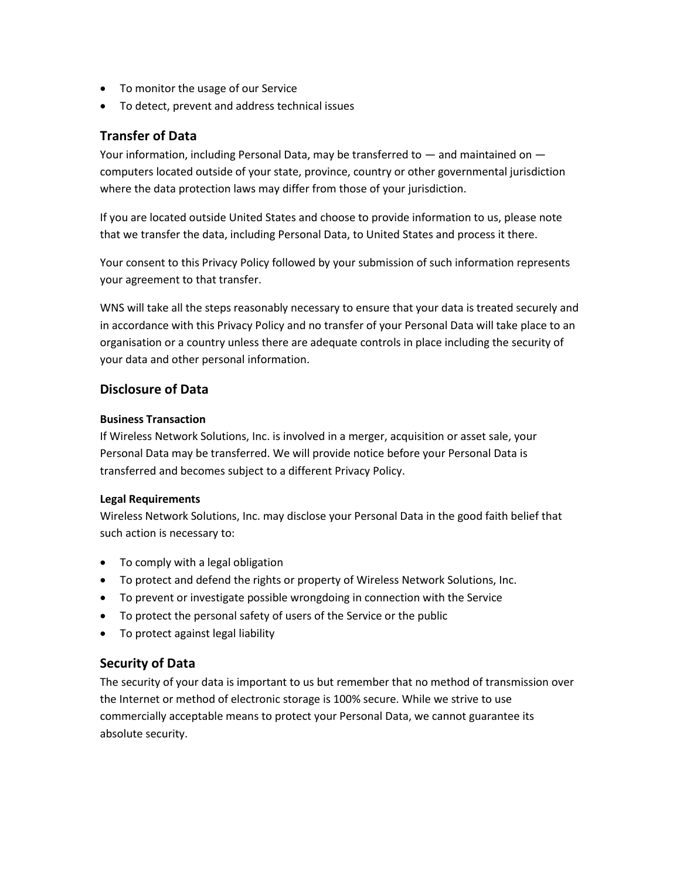- To monitor the usage of our Service
- To detect, prevent and address technical issues

## Transfer of Data

Your information, including Personal Data, may be transferred to — and maintained on — computers located outside of your state, province, country or other governmental jurisdiction where the data protection laws may differ from those of your jurisdiction.

If you are located outside United States and choose to provide information to us, please note that we transfer the data, including Personal Data, to United States and process it there.

Your consent to this Privacy Policy followed by your submission of such information represents your agreement to that transfer.

WNS will take all the steps reasonably necessary to ensure that your data is treated securely and in accordance with this Privacy Policy and no transfer of your Personal Data will take place to an organisation or a country unless there are adequate controls in place including the security of your data and other personal information.

## Disclosure of Data

#### Business Transaction

If Wireless Network Solutions, Inc. is involved in a merger, acquisition or asset sale, your Personal Data may be transferred. We will provide notice before your Personal Data is transferred and becomes subject to a different Privacy Policy.

#### Legal Requirements

Wireless Network Solutions, Inc. may disclose your Personal Data in the good faith belief that such action is necessary to:

- To comply with a legal obligation
- To protect and defend the rights or property of Wireless Network Solutions, Inc.
- To prevent or investigate possible wrongdoing in connection with the Service
- To protect the personal safety of users of the Service or the public
- To protect against legal liability

## Security of Data

The security of your data is important to us but remember that no method of transmission over the Internet or method of electronic storage is 100% secure. While we strive to use commercially acceptable means to protect your Personal Data, we cannot guarantee its absolute security.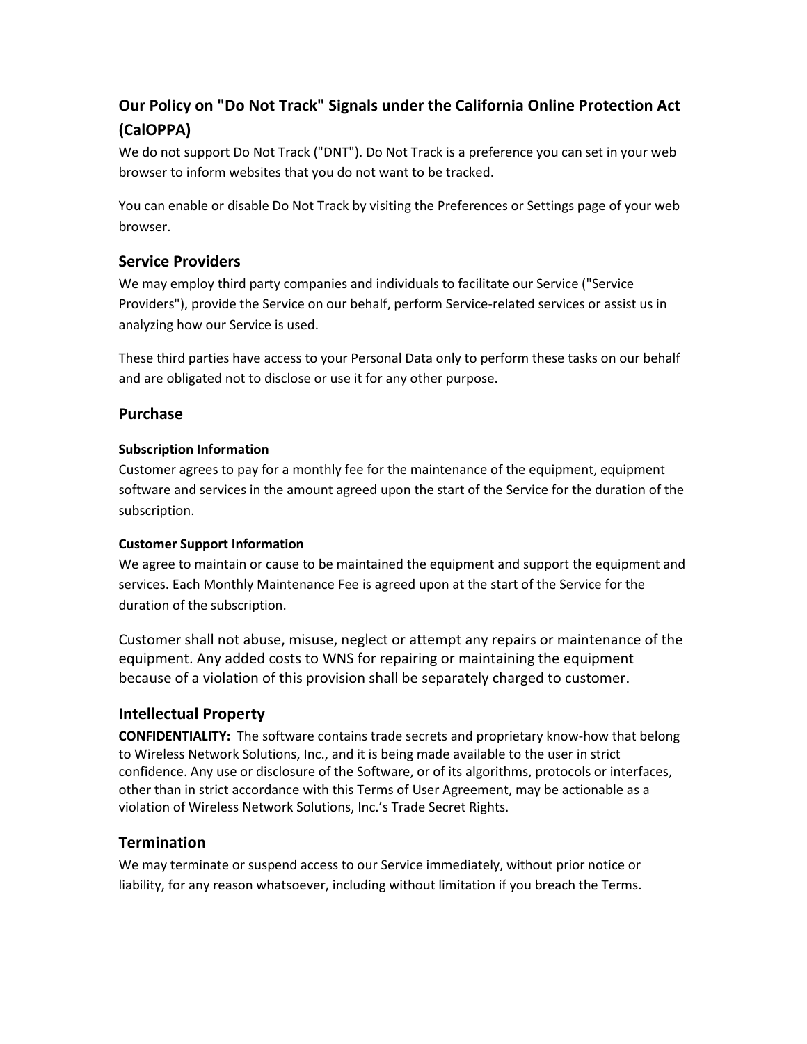## Our Policy on "Do Not Track" Signals under the California Online Protection Act (CalOPPA)

We do not support Do Not Track ("DNT"). Do Not Track is a preference you can set in your web browser to inform websites that you do not want to be tracked.

You can enable or disable Do Not Track by visiting the Preferences or Settings page of your web browser.

### Service Providers

We may employ third party companies and individuals to facilitate our Service ("Service Providers"), provide the Service on our behalf, perform Service-related services or assist us in analyzing how our Service is used.

These third parties have access to your Personal Data only to perform these tasks on our behalf and are obligated not to disclose or use it for any other purpose.

### Purchase

#### Subscription Information

Customer agrees to pay for a monthly fee for the maintenance of the equipment, equipment software and services in the amount agreed upon the start of the Service for the duration of the subscription.

#### Customer Support Information

We agree to maintain or cause to be maintained the equipment and support the equipment and services. Each Monthly Maintenance Fee is agreed upon at the start of the Service for the duration of the subscription.

Customer shall not abuse, misuse, neglect or attempt any repairs or maintenance of the equipment. Any added costs to WNS for repairing or maintaining the equipment because of a violation of this provision shall be separately charged to customer.

### Intellectual Property

**CONFIDENTIALITY:** The software contains trade secrets and proprietary know-how that belong to Wireless Network Solutions, Inc., and it is being made available to the user in strict confidence. Any use or disclosure of the Software, or of its algorithms, protocols or interfaces, other than in strict accordance with this Terms of User Agreement, may be actionable as a violation of Wireless Network Solutions, Inc.'s Trade Secret Rights.

### Termination

We may terminate or suspend access to our Service immediately, without prior notice or liability, for any reason whatsoever, including without limitation if you breach the Terms.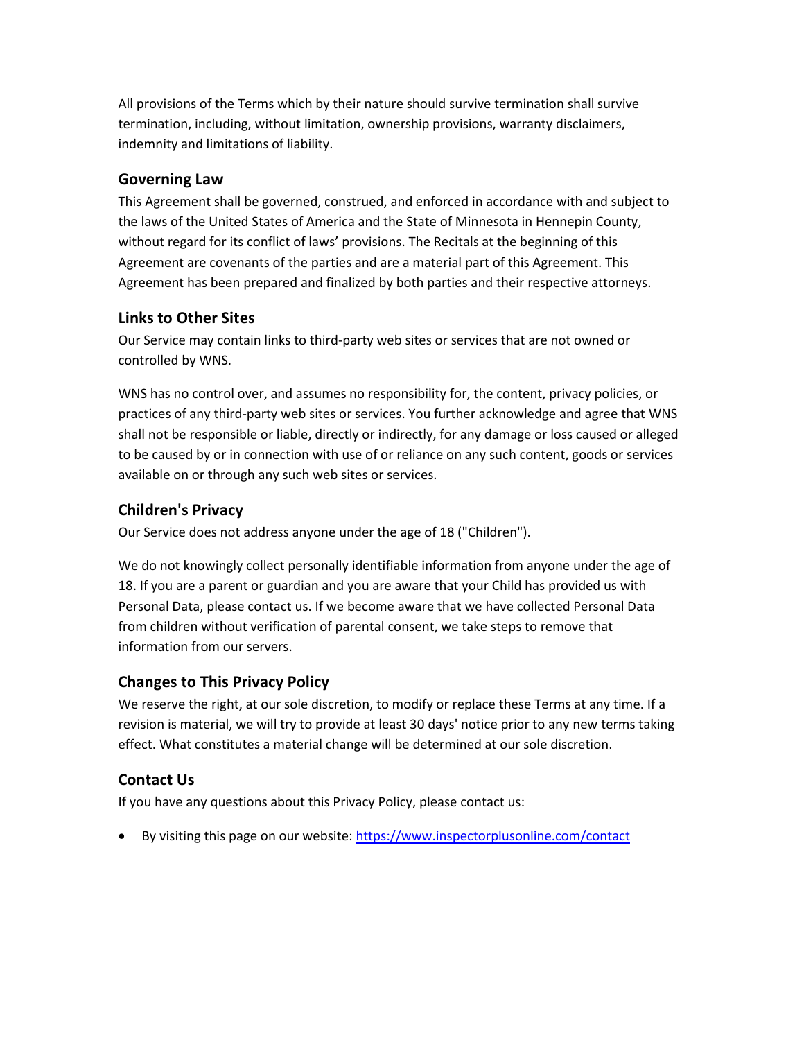All provisions of the Terms which by their nature should survive termination shall survive termination, including, without limitation, ownership provisions, warranty disclaimers, indemnity and limitations of liability.

## Governing Law

This Agreement shall be governed, construed, and enforced in accordance with and subject to the laws of the United States of America and the State of Minnesota in Hennepin County, without regard for its conflict of laws' provisions. The Recitals at the beginning of this Agreement are covenants of the parties and are a material part of this Agreement. This Agreement has been prepared and finalized by both parties and their respective attorneys.

## Links to Other Sites

Our Service may contain links to third-party web sites or services that are not owned or controlled by WNS.

WNS has no control over, and assumes no responsibility for, the content, privacy policies, or practices of any third-party web sites or services. You further acknowledge and agree that WNS shall not be responsible or liable, directly or indirectly, for any damage or loss caused or alleged to be caused by or in connection with use of or reliance on any such content, goods or services available on or through any such web sites or services.

## Children's Privacy

Our Service does not address anyone under the age of 18 ("Children").

We do not knowingly collect personally identifiable information from anyone under the age of 18. If you are a parent or guardian and you are aware that your Child has provided us with Personal Data, please contact us. If we become aware that we have collected Personal Data from children without verification of parental consent, we take steps to remove that information from our servers.

## Changes to This Privacy Policy

We reserve the right, at our sole discretion, to modify or replace these Terms at any time. If a revision is material, we will try to provide at least 30 days' notice prior to any new terms taking effect. What constitutes a material change will be determined at our sole discretion.

## Contact Us

If you have any questions about this Privacy Policy, please contact us:

- By visiting this page on our website: [https://www.inspectorplusonline.com/contact](https://www.inspectorplusonline.com/contact)